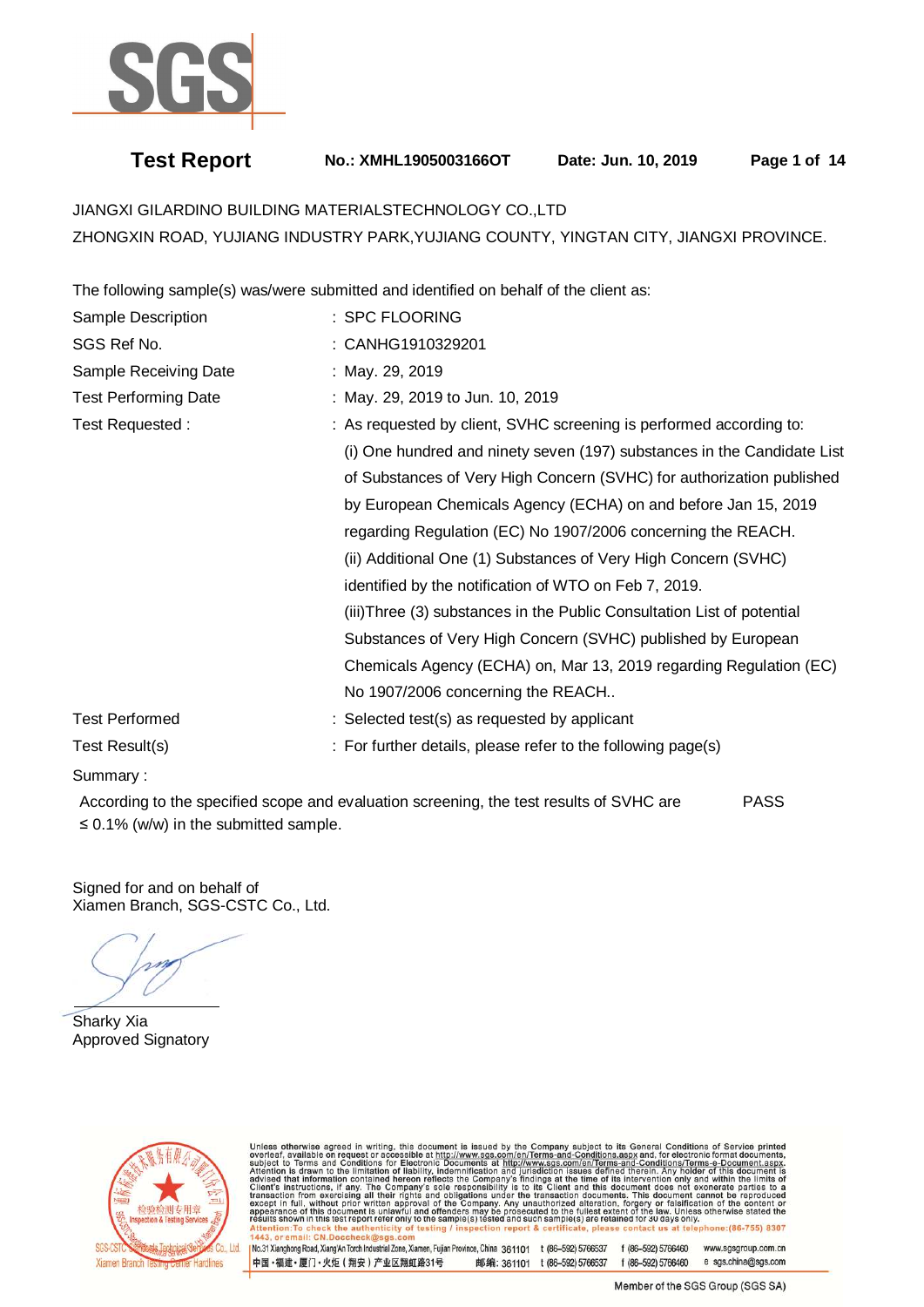# Test Report

**No.: XMHL1905003166OT** **Date: Jun. 10, 2019**

JIANGXI GILARDINO BUILDING MATERIALSTECHNOLOGY CO.,LTD
ZHONGXIN ROAD, YUJIANG INDUSTRY PARK,YUJIANG COUNTY, YINGTAN CITY, JIANGXI PROVINCE.

The following sample(s) was/were submitted and identified on behalf of the client as:

| | |
|---|---|
| Sample Description | : SPC FLOORING |
| SGS Ref No. | : CANHG1910329201 |
| Sample Receiving Date | : May. 29, 2019 |
| Test Performing Date | : May. 29, 2019 to Jun. 10, 2019 |
| Test Requested : | : As requested by client, SVHC screening is performed according to: (i) One hundred and ninety seven (197) substances in the Candidate List of Substances of Very High Concern (SVHC) for authorization published by European Chemicals Agency (ECHA) on and before Jan 15, 2019 regarding Regulation (EC) No 1907/2006 concerning the REACH. (ii) Additional One (1) Substances of Very High Concern (SVHC) identified by the notification of WTO on Feb 7, 2019. (iii)Three (3) substances in the Public Consultation List of potential Substances of Very High Concern (SVHC) published by European Chemicals Agency (ECHA) on, Mar 13, 2019 regarding Regulation (EC) No 1907/2006 concerning the REACH.. |
| Test Performed | : Selected test(s) as requested by applicant |
| Test Result(s) | : For further details, please refer to the following page(s) |

Summary :

According to the specified scope and evaluation screening, the test results of SVHC are ≤ 0.1% (w/w) in the submitted sample. PASS

Signed for and on behalf of
Xiamen Branch, SGS-CSTC Co., Ltd.

Sharky Xia
Approved Signatory

Unless otherwise agreed in writing, this document is issued by the Company subject to its General Conditions of Service printed overleaf, available on request or accessible at http://www.sgs.com/en/Terms-and-Conditions.aspx and, for electronic format documents, subject to Terms and Conditions for Electronic Documents at http://www.sgs.com/en/Terms-and-Conditions/Terms-e-Document.aspx. Attention is drawn to the limitation of liability, indemnification and jurisdiction issues defined therein. Any holder of this document is advised that information contained hereon reflects the Company's findings at the time of its intervention only and within the limits of Client's instructions, if any. The Company's sole responsibility is to its Client and this document does not exonerate parties to a transaction from exercising all their rights and obligations under the transaction documents. This document cannot be reproduced except in full, without prior written approval of the Company. Any unauthorized alteration, forgery or falsification of the content or appearance of this document is unlawful and offenders may be prosecuted to the fullest extent of the law. Unless otherwise stated the results shown in this test report refer only to the sample(s) tested and such sample(s) are retained for 30 days only.
Attention:To check the authenticity of testing / inspection report & certificate, please contact us at telephone:(86-755) 8307 1443, or email: CN.Doccheck@sgs.com

No.31 Xianghong Road, Xiang'An Torch Industrial Zone, Xiamen, Fujian Province, China 361101 t (86–592) 5766537 f (86–592) 5766460 www.sgsgroup.com.cn
中国・福建・厦门・火炬（翔安）产业区翔虹路31号 邮编: 361101 t (86–592) 5766537 f (86–592) 5766460 e sgs.china@sgs.com

Member of the SGS Group (SGS SA)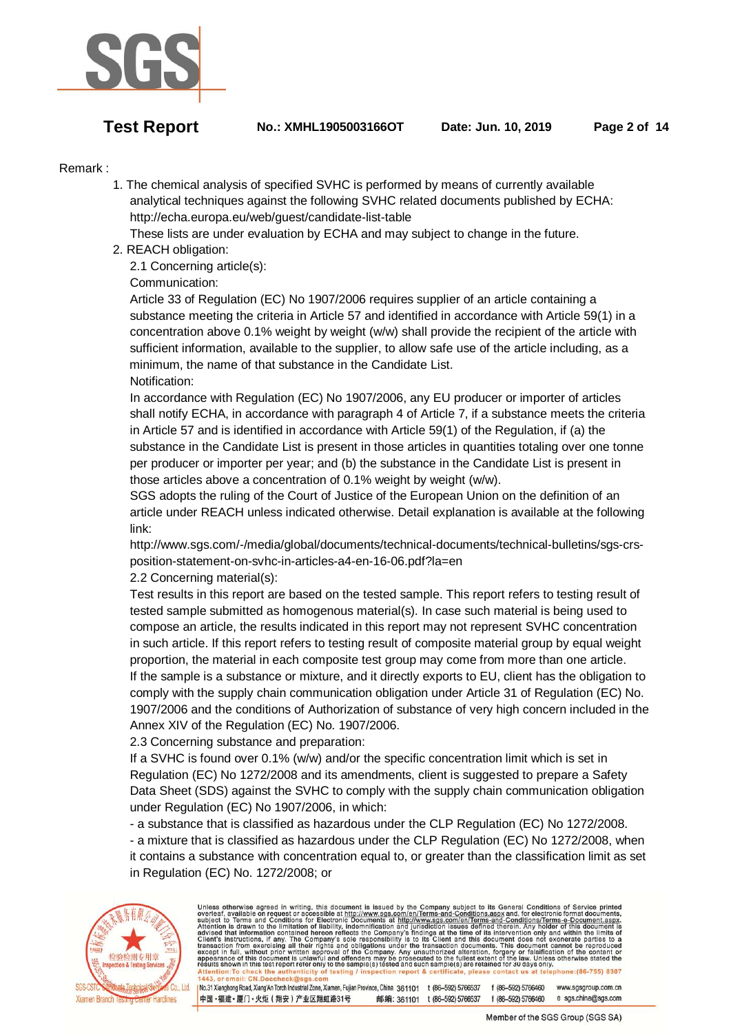Remark :

1. The chemical analysis of specified SVHC is performed by means of currently available analytical techniques against the following SVHC related documents published by ECHA: http://echa.europa.eu/web/guest/candidate-list-table
   These lists are under evaluation by ECHA and may subject to change in the future.
2. REACH obligation:
   2.1 Concerning article(s):
   Communication:
   Article 33 of Regulation (EC) No 1907/2006 requires supplier of an article containing a substance meeting the criteria in Article 57 and identified in accordance with Article 59(1) in a concentration above 0.1% weight by weight (w/w) shall provide the recipient of the article with sufficient information, available to the supplier, to allow safe use of the article including, as a minimum, the name of that substance in the Candidate List.
   Notification:
   In accordance with Regulation (EC) No 1907/2006, any EU producer or importer of articles shall notify ECHA, in accordance with paragraph 4 of Article 7, if a substance meets the criteria in Article 57 and is identified in accordance with Article 59(1) of the Regulation, if (a) the substance in the Candidate List is present in those articles in quantities totaling over one tonne per producer or importer per year; and (b) the substance in the Candidate List is present in those articles above a concentration of 0.1% weight by weight (w/w).
   SGS adopts the ruling of the Court of Justice of the European Union on the definition of an article under REACH unless indicated otherwise. Detail explanation is available at the following link:
   http://www.sgs.com/-/media/global/documents/technical-documents/technical-bulletins/sgs-crs-position-statement-on-svhc-in-articles-a4-en-16-06.pdf?la=en
   2.2 Concerning material(s):
   Test results in this report are based on the tested sample. This report refers to testing result of tested sample submitted as homogenous material(s). In case such material is being used to compose an article, the results indicated in this report may not represent SVHC concentration in such article. If this report refers to testing result of composite material group by equal weight proportion, the material in each composite test group may come from more than one article.
   If the sample is a substance or mixture, and it directly exports to EU, client has the obligation to comply with the supply chain communication obligation under Article 31 of Regulation (EC) No. 1907/2006 and the conditions of Authorization of substance of very high concern included in the Annex XIV of the Regulation (EC) No. 1907/2006.
   2.3 Concerning substance and preparation:
   If a SVHC is found over 0.1% (w/w) and/or the specific concentration limit which is set in Regulation (EC) No 1272/2008 and its amendments, client is suggested to prepare a Safety Data Sheet (SDS) against the SVHC to comply with the supply chain communication obligation under Regulation (EC) No 1907/2006, in which:
   - a substance that is classified as hazardous under the CLP Regulation (EC) No 1272/2008.
   - a mixture that is classified as hazardous under the CLP Regulation (EC) No 1272/2008, when it contains a substance with concentration equal to, or greater than the classification limit as set in Regulation (EC) No. 1272/2008; or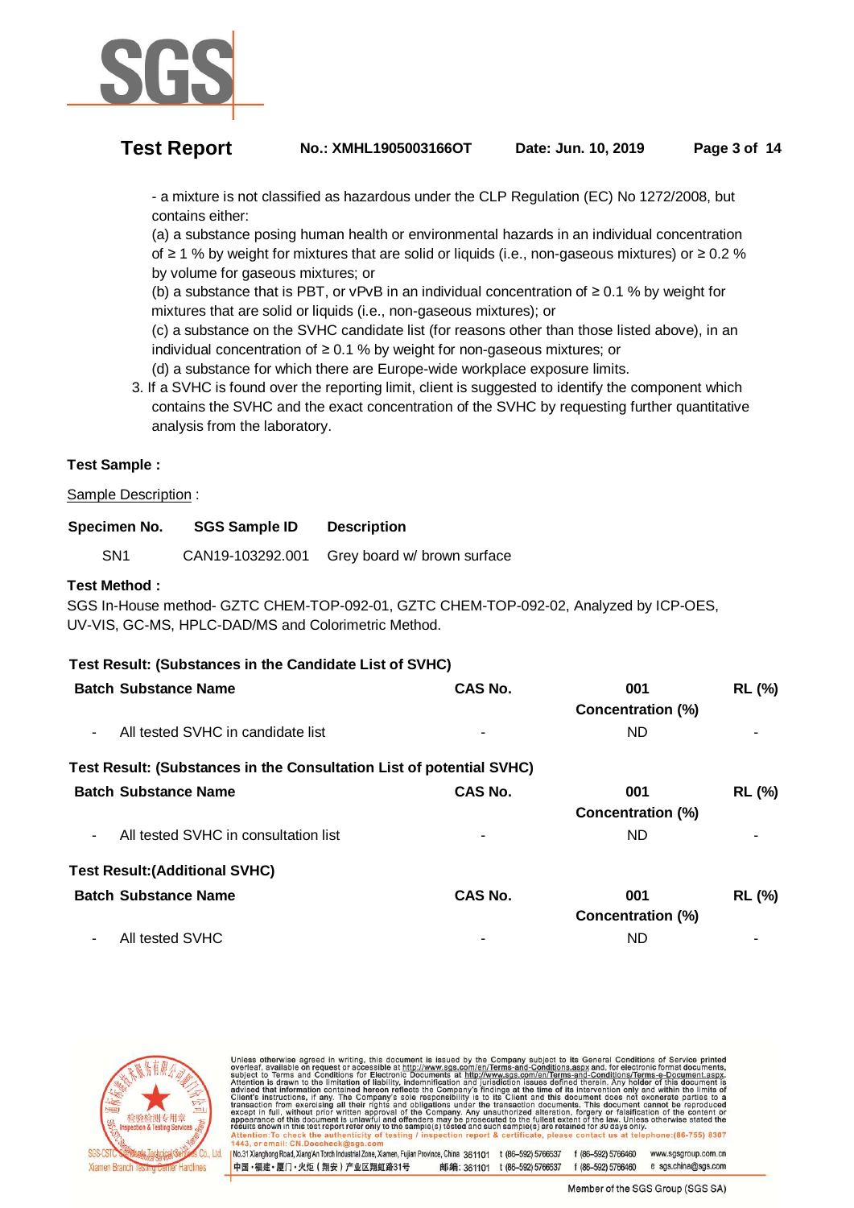- a mixture is not classified as hazardous under the CLP Regulation (EC) No 1272/2008, but contains either:

(a) a substance posing human health or environmental hazards in an individual concentration of ≥ 1 % by weight for mixtures that are solid or liquids (i.e., non-gaseous mixtures) or ≥ 0.2 % by volume for gaseous mixtures; or

(b) a substance that is PBT, or vPvB in an individual concentration of ≥ 0.1 % by weight for mixtures that are solid or liquids (i.e., non-gaseous mixtures); or

(c) a substance on the SVHC candidate list (for reasons other than those listed above), in an individual concentration of ≥ 0.1 % by weight for non-gaseous mixtures; or

(d) a substance for which there are Europe-wide workplace exposure limits.

3. If a SVHC is found over the reporting limit, client is suggested to identify the component which contains the SVHC and the exact concentration of the SVHC by requesting further quantitative analysis from the laboratory.

**Test Sample :**

Sample Description :

| Specimen No. | SGS Sample ID | Description |
|---|---|---|
| SN1 | CAN19-103292.001 | Grey board w/ brown surface |

**Test Method :**

SGS In-House method- GZTC CHEM-TOP-092-01, GZTC CHEM-TOP-092-02, Analyzed by ICP-OES, UV-VIS, GC-MS, HPLC-DAD/MS and Colorimetric Method.

**Test Result: (Substances in the Candidate List of SVHC)**

| Batch | Substance Name | CAS No. | 001 Concentration (%) | RL (%) |
|---|---|---|---|---|
| - | All tested SVHC in candidate list | - | ND | - |

**Test Result: (Substances in the Consultation List of potential SVHC)**

| Batch | Substance Name | CAS No. | 001 Concentration (%) | RL (%) |
|---|---|---|---|---|
| - | All tested SVHC in consultation list | - | ND | - |

**Test Result:(Additional SVHC)**

| Batch | Substance Name | CAS No. | 001 Concentration (%) | RL (%) |
|---|---|---|---|---|
| - | All tested SVHC | - | ND | - |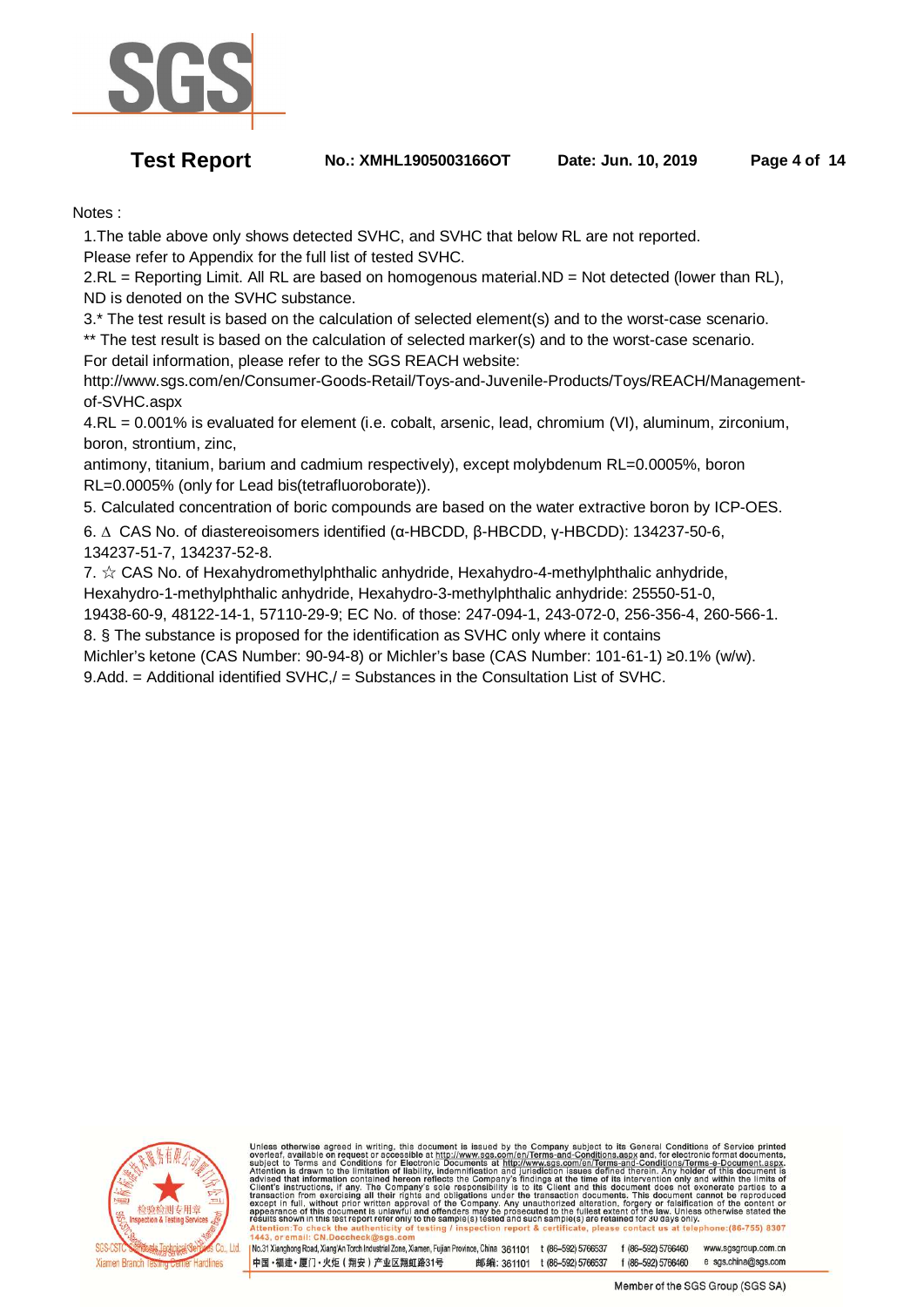Notes :

1.The table above only shows detected SVHC, and SVHC that below RL are not reported. Please refer to Appendix for the full list of tested SVHC.

2.RL = Reporting Limit. All RL are based on homogenous material.ND = Not detected (lower than RL), ND is denoted on the SVHC substance.

3.* The test result is based on the calculation of selected element(s) and to the worst-case scenario.
** The test result is based on the calculation of selected marker(s) and to the worst-case scenario.
For detail information, please refer to the SGS REACH website:
http://www.sgs.com/en/Consumer-Goods-Retail/Toys-and-Juvenile-Products/Toys/REACH/Management-of-SVHC.aspx

4.RL = 0.001% is evaluated for element (i.e. cobalt, arsenic, lead, chromium (VI), aluminum, zirconium, boron, strontium, zinc,
antimony, titanium, barium and cadmium respectively), except molybdenum RL=0.0005%, boron RL=0.0005% (only for Lead bis(tetrafluoroborate)).

5. Calculated concentration of boric compounds are based on the water extractive boron by ICP-OES.

6. ∆ CAS No. of diastereoisomers identified (α-HBCDD, β-HBCDD, γ-HBCDD): 134237-50-6, 134237-51-7, 134237-52-8.

7. ☆ CAS No. of Hexahydromethylphthalic anhydride, Hexahydro-4-methylphthalic anhydride, Hexahydro-1-methylphthalic anhydride, Hexahydro-3-methylphthalic anhydride: 25550-51-0, 19438-60-9, 48122-14-1, 57110-29-9; EC No. of those: 247-094-1, 243-072-0, 256-356-4, 260-566-1.

8. § The substance is proposed for the identification as SVHC only where it contains Michler's ketone (CAS Number: 90-94-8) or Michler's base (CAS Number: 101-61-1) ≥0.1% (w/w).

9.Add. = Additional identified SVHC,/ = Substances in the Consultation List of SVHC.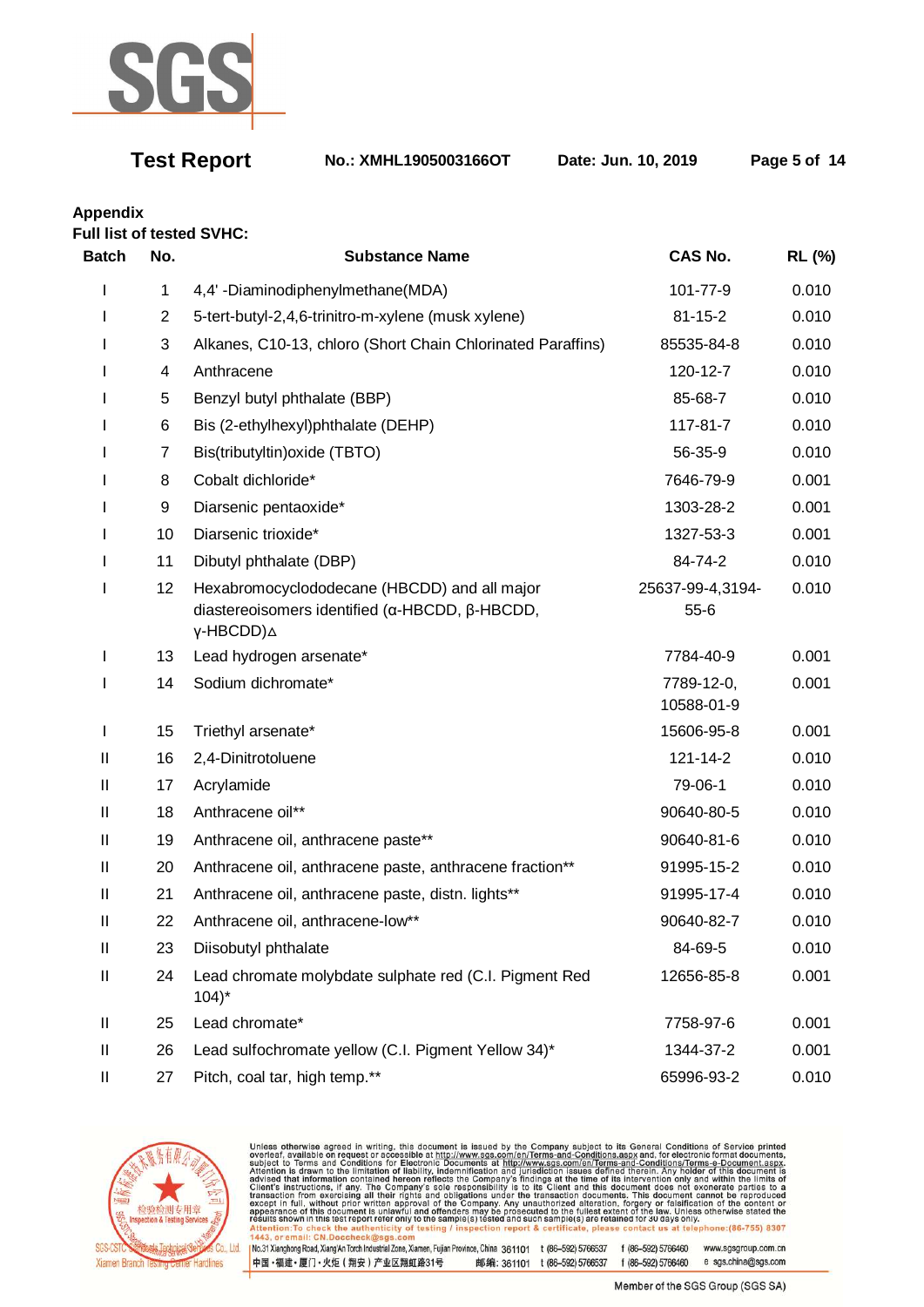**Test Report** No.: XMHL1905003166OT Date: Jun. 10, 2019

## Appendix

**Full list of tested SVHC:**

| Batch | No. | Substance Name | CAS No. | RL (%) |
|---|---|---|---|---|
| I | 1 | 4,4' -Diaminodiphenylmethane(MDA) | 101-77-9 | 0.010 |
| I | 2 | 5-tert-butyl-2,4,6-trinitro-m-xylene (musk xylene) | 81-15-2 | 0.010 |
| I | 3 | Alkanes, C10-13, chloro (Short Chain Chlorinated Paraffins) | 85535-84-8 | 0.010 |
| I | 4 | Anthracene | 120-12-7 | 0.010 |
| I | 5 | Benzyl butyl phthalate (BBP) | 85-68-7 | 0.010 |
| I | 6 | Bis (2-ethylhexyl)phthalate (DEHP) | 117-81-7 | 0.010 |
| I | 7 | Bis(tributyltin)oxide (TBTO) | 56-35-9 | 0.010 |
| I | 8 | Cobalt dichloride* | 7646-79-9 | 0.001 |
| I | 9 | Diarsenic pentaoxide* | 1303-28-2 | 0.001 |
| I | 10 | Diarsenic trioxide* | 1327-53-3 | 0.001 |
| I | 11 | Dibutyl phthalate (DBP) | 84-74-2 | 0.010 |
| I | 12 | Hexabromocyclododecane (HBCDD) and all major diastereoisomers identified (α-HBCDD, β-HBCDD, γ-HBCDD)△ | 25637-99-4,3194-55-6 | 0.010 |
| I | 13 | Lead hydrogen arsenate* | 7784-40-9 | 0.001 |
| I | 14 | Sodium dichromate* | 7789-12-0, 10588-01-9 | 0.001 |
| I | 15 | Triethyl arsenate* | 15606-95-8 | 0.001 |
| II | 16 | 2,4-Dinitrotoluene | 121-14-2 | 0.010 |
| II | 17 | Acrylamide | 79-06-1 | 0.010 |
| II | 18 | Anthracene oil** | 90640-80-5 | 0.010 |
| II | 19 | Anthracene oil, anthracene paste** | 90640-81-6 | 0.010 |
| II | 20 | Anthracene oil, anthracene paste, anthracene fraction** | 91995-15-2 | 0.010 |
| II | 21 | Anthracene oil, anthracene paste, distn. lights** | 91995-17-4 | 0.010 |
| II | 22 | Anthracene oil, anthracene-low** | 90640-82-7 | 0.010 |
| II | 23 | Diisobutyl phthalate | 84-69-5 | 0.010 |
| II | 24 | Lead chromate molybdate sulphate red (C.I. Pigment Red 104)* | 12656-85-8 | 0.001 |
| II | 25 | Lead chromate* | 7758-97-6 | 0.001 |
| II | 26 | Lead sulfochromate yellow (C.I. Pigment Yellow 34)* | 1344-37-2 | 0.001 |
| II | 27 | Pitch, coal tar, high temp.** | 65996-93-2 | 0.010 |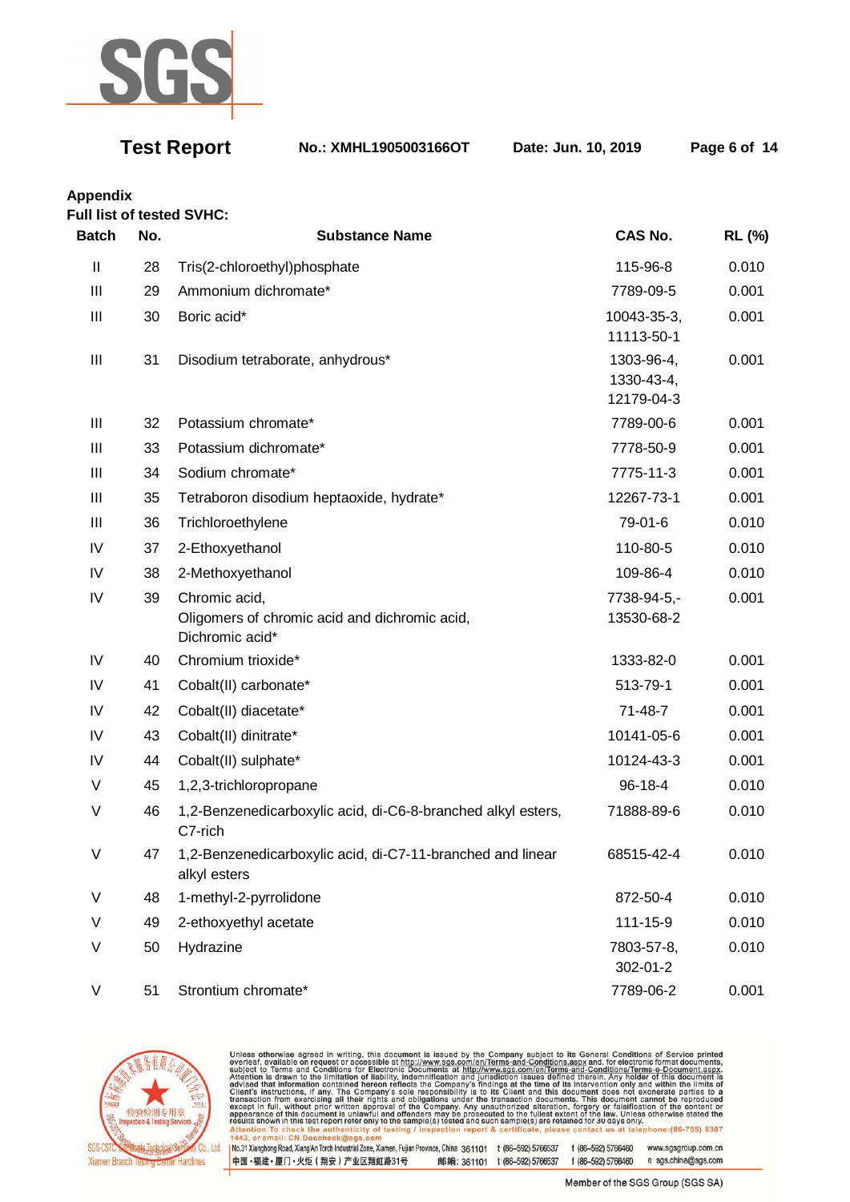**Test Report** **No.: XMHL1905003166OT** **Date: Jun. 10, 2019**

## Appendix

**Full list of tested SVHC:**

| Batch | No. | Substance Name | CAS No. | RL (%) |
|---|---|---|---|---|
| II | 28 | Tris(2-chloroethyl)phosphate | 115-96-8 | 0.010 |
| III | 29 | Ammonium dichromate* | 7789-09-5 | 0.001 |
| III | 30 | Boric acid* | 10043-35-3, 11113-50-1 | 0.001 |
| III | 31 | Disodium tetraborate, anhydrous* | 1303-96-4, 1330-43-4, 12179-04-3 | 0.001 |
| III | 32 | Potassium chromate* | 7789-00-6 | 0.001 |
| III | 33 | Potassium dichromate* | 7778-50-9 | 0.001 |
| III | 34 | Sodium chromate* | 7775-11-3 | 0.001 |
| III | 35 | Tetraboron disodium heptaoxide, hydrate* | 12267-73-1 | 0.001 |
| III | 36 | Trichloroethylene | 79-01-6 | 0.010 |
| IV | 37 | 2-Ethoxyethanol | 110-80-5 | 0.010 |
| IV | 38 | 2-Methoxyethanol | 109-86-4 | 0.010 |
| IV | 39 | Chromic acid, Oligomers of chromic acid and dichromic acid, Dichromic acid* | 7738-94-5,- 13530-68-2 | 0.001 |
| IV | 40 | Chromium trioxide* | 1333-82-0 | 0.001 |
| IV | 41 | Cobalt(II) carbonate* | 513-79-1 | 0.001 |
| IV | 42 | Cobalt(II) diacetate* | 71-48-7 | 0.001 |
| IV | 43 | Cobalt(II) dinitrate* | 10141-05-6 | 0.001 |
| IV | 44 | Cobalt(II) sulphate* | 10124-43-3 | 0.001 |
| V | 45 | 1,2,3-trichloropropane | 96-18-4 | 0.010 |
| V | 46 | 1,2-Benzenedicarboxylic acid, di-C6-8-branched alkyl esters, C7-rich | 71888-89-6 | 0.010 |
| V | 47 | 1,2-Benzenedicarboxylic acid, di-C7-11-branched and linear alkyl esters | 68515-42-4 | 0.010 |
| V | 48 | 1-methyl-2-pyrrolidone | 872-50-4 | 0.010 |
| V | 49 | 2-ethoxyethyl acetate | 111-15-9 | 0.010 |
| V | 50 | Hydrazine | 7803-57-8, 302-01-2 | 0.010 |
| V | 51 | Strontium chromate* | 7789-06-2 | 0.001 |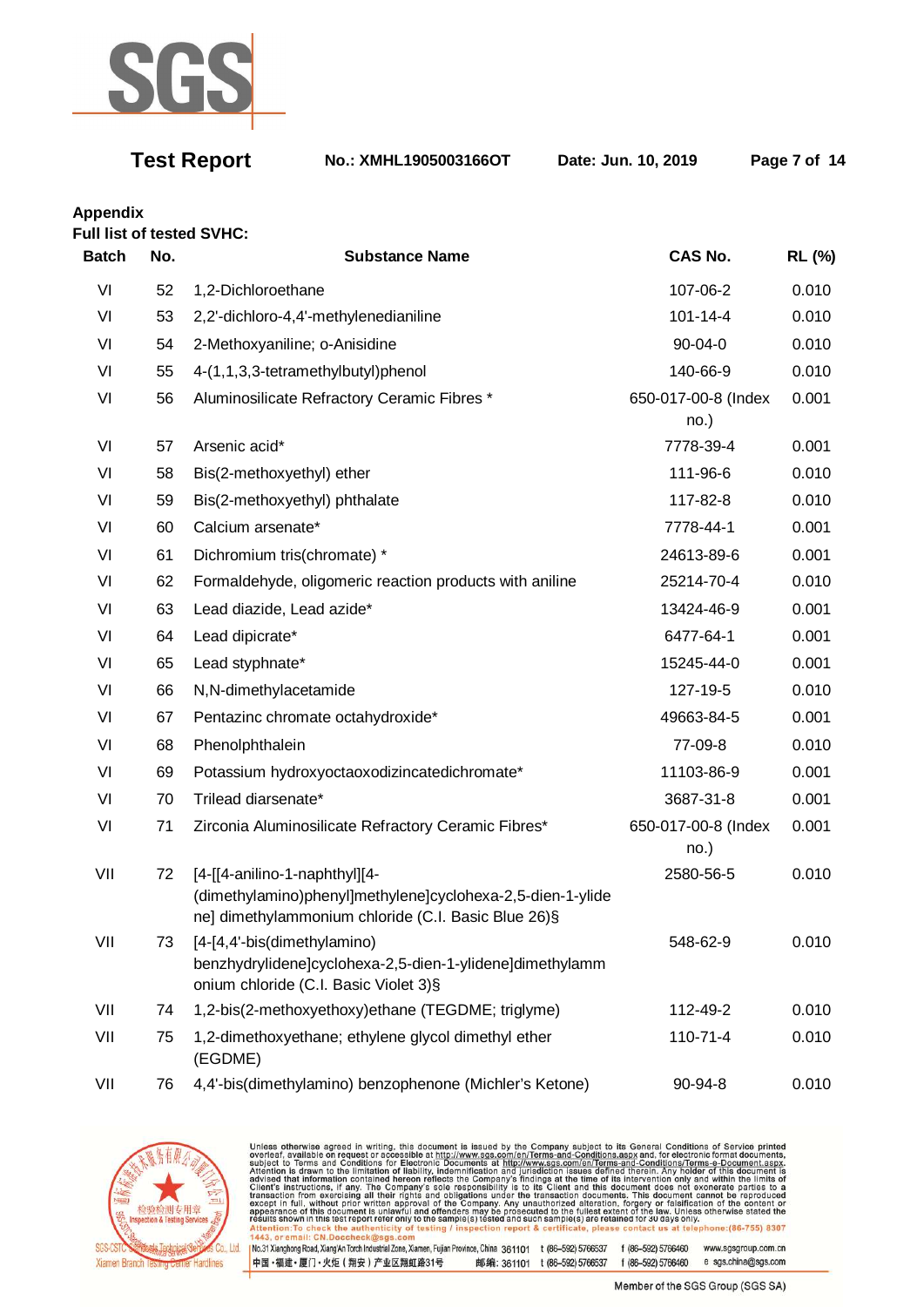## Appendix

**Full list of tested SVHC:**

| Batch | No. | Substance Name | CAS No. | RL (%) |
|---|---|---|---|---|
| VI | 52 | 1,2-Dichloroethane | 107-06-2 | 0.010 |
| VI | 53 | 2,2'-dichloro-4,4'-methylenedianiline | 101-14-4 | 0.010 |
| VI | 54 | 2-Methoxyaniline; o-Anisidine | 90-04-0 | 0.010 |
| VI | 55 | 4-(1,1,3,3-tetramethylbutyl)phenol | 140-66-9 | 0.010 |
| VI | 56 | Aluminosilicate Refractory Ceramic Fibres * | 650-017-00-8 (Index no.) | 0.001 |
| VI | 57 | Arsenic acid* | 7778-39-4 | 0.001 |
| VI | 58 | Bis(2-methoxyethyl) ether | 111-96-6 | 0.010 |
| VI | 59 | Bis(2-methoxyethyl) phthalate | 117-82-8 | 0.010 |
| VI | 60 | Calcium arsenate* | 7778-44-1 | 0.001 |
| VI | 61 | Dichromium tris(chromate) * | 24613-89-6 | 0.001 |
| VI | 62 | Formaldehyde, oligomeric reaction products with aniline | 25214-70-4 | 0.010 |
| VI | 63 | Lead diazide, Lead azide* | 13424-46-9 | 0.001 |
| VI | 64 | Lead dipicrate* | 6477-64-1 | 0.001 |
| VI | 65 | Lead styphnate* | 15245-44-0 | 0.001 |
| VI | 66 | N,N-dimethylacetamide | 127-19-5 | 0.010 |
| VI | 67 | Pentazinc chromate octahydroxide* | 49663-84-5 | 0.001 |
| VI | 68 | Phenolphthalein | 77-09-8 | 0.010 |
| VI | 69 | Potassium hydroxyoctaoxodizincatedichromate* | 11103-86-9 | 0.001 |
| VI | 70 | Trilead diarsenate* | 3687-31-8 | 0.001 |
| VI | 71 | Zirconia Aluminosilicate Refractory Ceramic Fibres* | 650-017-00-8 (Index no.) | 0.001 |
| VII | 72 | [4-[[4-anilino-1-naphthyl][4-(dimethylamino)phenyl]methylene]cyclohexa-2,5-dien-1-ylidene] dimethylammonium chloride (C.I. Basic Blue 26)§ | 2580-56-5 | 0.010 |
| VII | 73 | [4-[4,4'-bis(dimethylamino) benzhydrylidene]cyclohexa-2,5-dien-1-ylidene]dimethylammonium chloride (C.I. Basic Violet 3)§ | 548-62-9 | 0.010 |
| VII | 74 | 1,2-bis(2-methoxyethoxy)ethane (TEGDME; triglyme) | 112-49-2 | 0.010 |
| VII | 75 | 1,2-dimethoxyethane; ethylene glycol dimethyl ether (EGDME) | 110-71-4 | 0.010 |
| VII | 76 | 4,4'-bis(dimethylamino) benzophenone (Michler's Ketone) | 90-94-8 | 0.010 |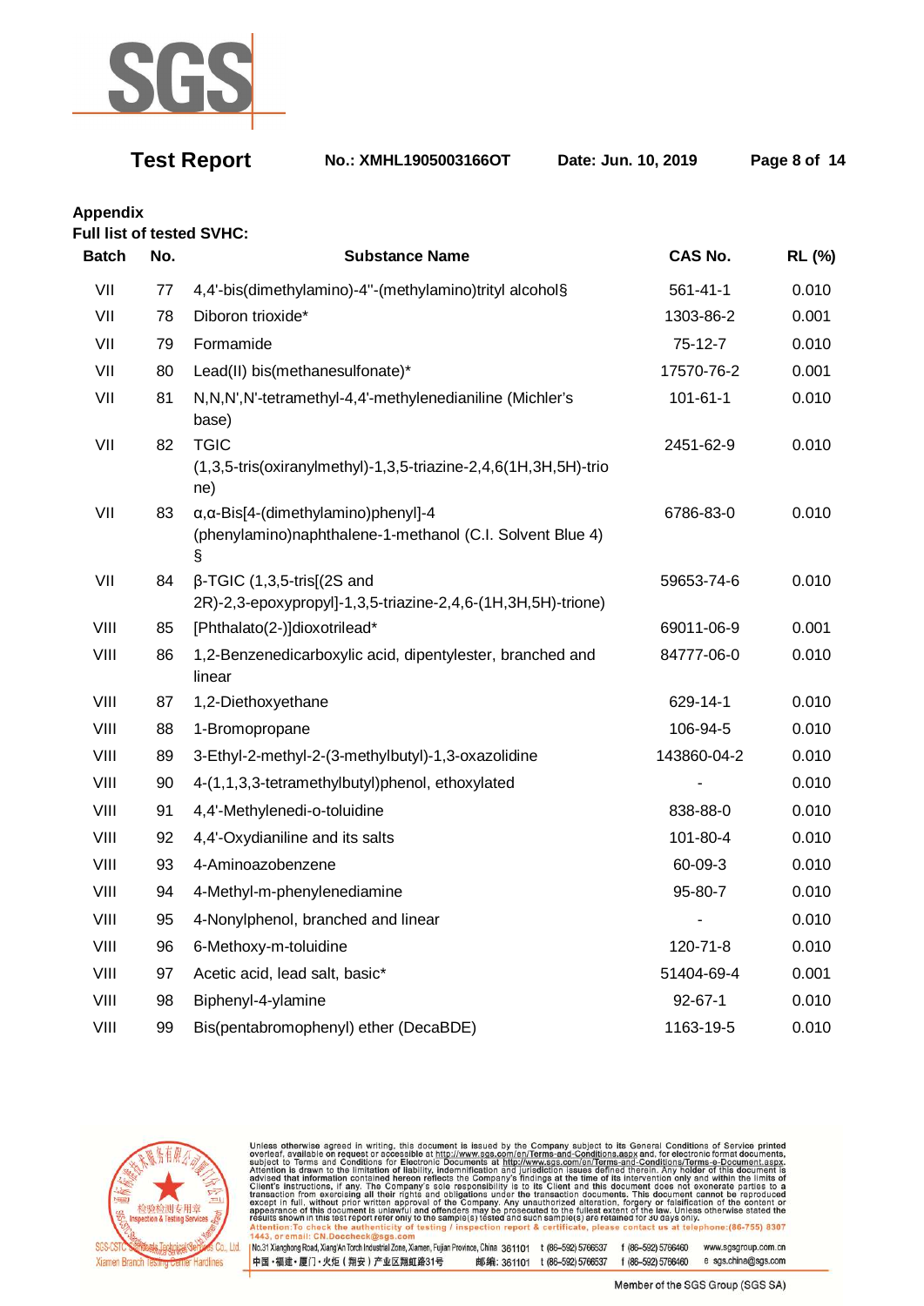**Appendix**

**Full list of tested SVHC:**

| Batch | No. | Substance Name | CAS No. | RL (%) |
|---|---|---|---|---|
| VII | 77 | 4,4'-bis(dimethylamino)-4''-(methylamino)trityl alcohol§ | 561-41-1 | 0.010 |
| VII | 78 | Diboron trioxide* | 1303-86-2 | 0.001 |
| VII | 79 | Formamide | 75-12-7 | 0.010 |
| VII | 80 | Lead(II) bis(methanesulfonate)* | 17570-76-2 | 0.001 |
| VII | 81 | N,N,N',N'-tetramethyl-4,4'-methylenedianiline (Michler's base) | 101-61-1 | 0.010 |
| VII | 82 | TGIC (1,3,5-tris(oxiranylmethyl)-1,3,5-triazine-2,4,6(1H,3H,5H)-trione) | 2451-62-9 | 0.010 |
| VII | 83 | α,α-Bis[4-(dimethylamino)phenyl]-4 (phenylamino)naphthalene-1-methanol (C.I. Solvent Blue 4) § | 6786-83-0 | 0.010 |
| VII | 84 | β-TGIC (1,3,5-tris[(2S and 2R)-2,3-epoxypropyl]-1,3,5-triazine-2,4,6-(1H,3H,5H)-trione) | 59653-74-6 | 0.010 |
| VIII | 85 | [Phthalato(2-)]dioxotrilead* | 69011-06-9 | 0.001 |
| VIII | 86 | 1,2-Benzenedicarboxylic acid, dipentylester, branched and linear | 84777-06-0 | 0.010 |
| VIII | 87 | 1,2-Diethoxyethane | 629-14-1 | 0.010 |
| VIII | 88 | 1-Bromopropane | 106-94-5 | 0.010 |
| VIII | 89 | 3-Ethyl-2-methyl-2-(3-methylbutyl)-1,3-oxazolidine | 143860-04-2 | 0.010 |
| VIII | 90 | 4-(1,1,3,3-tetramethylbutyl)phenol, ethoxylated | - | 0.010 |
| VIII | 91 | 4,4'-Methylenedi-o-toluidine | 838-88-0 | 0.010 |
| VIII | 92 | 4,4'-Oxydianiline and its salts | 101-80-4 | 0.010 |
| VIII | 93 | 4-Aminoazobenzene | 60-09-3 | 0.010 |
| VIII | 94 | 4-Methyl-m-phenylenediamine | 95-80-7 | 0.010 |
| VIII | 95 | 4-Nonylphenol, branched and linear | - | 0.010 |
| VIII | 96 | 6-Methoxy-m-toluidine | 120-71-8 | 0.010 |
| VIII | 97 | Acetic acid, lead salt, basic* | 51404-69-4 | 0.001 |
| VIII | 98 | Biphenyl-4-ylamine | 92-67-1 | 0.010 |
| VIII | 99 | Bis(pentabromophenyl) ether (DecaBDE) | 1163-19-5 | 0.010 |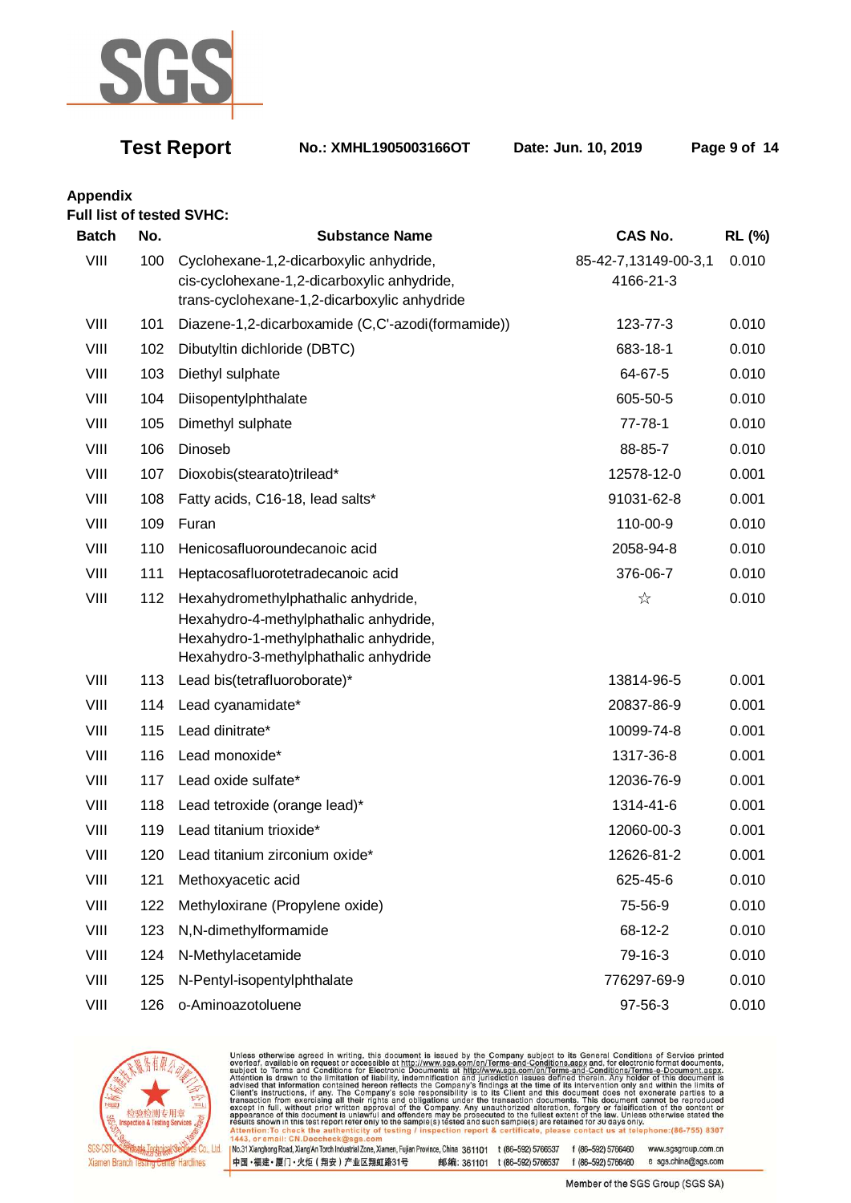## Appendix

**Full list of tested SVHC:**

| Batch | No. | Substance Name | CAS No. | RL (%) |
|---|---|---|---|---|
| VIII | 100 | Cyclohexane-1,2-dicarboxylic anhydride, cis-cyclohexane-1,2-dicarboxylic anhydride, trans-cyclohexane-1,2-dicarboxylic anhydride | 85-42-7,13149-00-3,14166-21-3 | 0.010 |
| VIII | 101 | Diazene-1,2-dicarboxamide (C,C'-azodi(formamide)) | 123-77-3 | 0.010 |
| VIII | 102 | Dibutyltin dichloride (DBTC) | 683-18-1 | 0.010 |
| VIII | 103 | Diethyl sulphate | 64-67-5 | 0.010 |
| VIII | 104 | Diisopentylphthalate | 605-50-5 | 0.010 |
| VIII | 105 | Dimethyl sulphate | 77-78-1 | 0.010 |
| VIII | 106 | Dinoseb | 88-85-7 | 0.010 |
| VIII | 107 | Dioxobis(stearato)trilead* | 12578-12-0 | 0.001 |
| VIII | 108 | Fatty acids, C16-18, lead salts* | 91031-62-8 | 0.001 |
| VIII | 109 | Furan | 110-00-9 | 0.010 |
| VIII | 110 | Henicosafluoroundecanoic acid | 2058-94-8 | 0.010 |
| VIII | 111 | Heptacosafluorotetradecanoic acid | 376-06-7 | 0.010 |
| VIII | 112 | Hexahydromethylphathalic anhydride, Hexahydro-4-methylphathalic anhydride, Hexahydro-1-methylphathalic anhydride, Hexahydro-3-methylphathalic anhydride | ☆ | 0.010 |
| VIII | 113 | Lead bis(tetrafluoroborate)* | 13814-96-5 | 0.001 |
| VIII | 114 | Lead cyanamidate* | 20837-86-9 | 0.001 |
| VIII | 115 | Lead dinitrate* | 10099-74-8 | 0.001 |
| VIII | 116 | Lead monoxide* | 1317-36-8 | 0.001 |
| VIII | 117 | Lead oxide sulfate* | 12036-76-9 | 0.001 |
| VIII | 118 | Lead tetroxide (orange lead)* | 1314-41-6 | 0.001 |
| VIII | 119 | Lead titanium trioxide* | 12060-00-3 | 0.001 |
| VIII | 120 | Lead titanium zirconium oxide* | 12626-81-2 | 0.001 |
| VIII | 121 | Methoxyacetic acid | 625-45-6 | 0.010 |
| VIII | 122 | Methyloxirane (Propylene oxide) | 75-56-9 | 0.010 |
| VIII | 123 | N,N-dimethylformamide | 68-12-2 | 0.010 |
| VIII | 124 | N-Methylacetamide | 79-16-3 | 0.010 |
| VIII | 125 | N-Pentyl-isopentylphthalate | 776297-69-9 | 0.010 |
| VIII | 126 | o-Aminoazotoluene | 97-56-3 | 0.010 |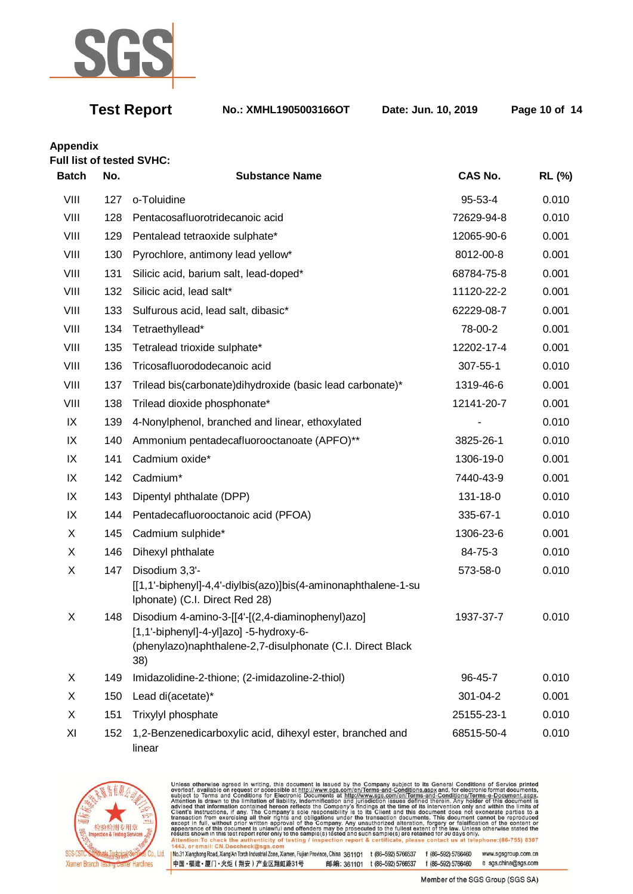**Appendix**

**Full list of tested SVHC:**

| Batch | No. | Substance Name | CAS No. | RL (%) |
|---|---|---|---|---|
| VIII | 127 | o-Toluidine | 95-53-4 | 0.010 |
| VIII | 128 | Pentacosafluorotridecanoic acid | 72629-94-8 | 0.010 |
| VIII | 129 | Pentalead tetraoxide sulphate* | 12065-90-6 | 0.001 |
| VIII | 130 | Pyrochlore, antimony lead yellow* | 8012-00-8 | 0.001 |
| VIII | 131 | Silicic acid, barium salt, lead-doped* | 68784-75-8 | 0.001 |
| VIII | 132 | Silicic acid, lead salt* | 11120-22-2 | 0.001 |
| VIII | 133 | Sulfurous acid, lead salt, dibasic* | 62229-08-7 | 0.001 |
| VIII | 134 | Tetraethyllead* | 78-00-2 | 0.001 |
| VIII | 135 | Tetralead trioxide sulphate* | 12202-17-4 | 0.001 |
| VIII | 136 | Tricosafluorododecanoic acid | 307-55-1 | 0.010 |
| VIII | 137 | Trilead bis(carbonate)dihydroxide (basic lead carbonate)* | 1319-46-6 | 0.001 |
| VIII | 138 | Trilead dioxide phosphonate* | 12141-20-7 | 0.001 |
| IX | 139 | 4-Nonylphenol, branched and linear, ethoxylated | - | 0.010 |
| IX | 140 | Ammonium pentadecafluorooctanoate (APFO)** | 3825-26-1 | 0.010 |
| IX | 141 | Cadmium oxide* | 1306-19-0 | 0.001 |
| IX | 142 | Cadmium* | 7440-43-9 | 0.001 |
| IX | 143 | Dipentyl phthalate (DPP) | 131-18-0 | 0.010 |
| IX | 144 | Pentadecafluorooctanoic acid (PFOA) | 335-67-1 | 0.010 |
| X | 145 | Cadmium sulphide* | 1306-23-6 | 0.001 |
| X | 146 | Dihexyl phthalate | 84-75-3 | 0.010 |
| X | 147 | Disodium 3,3'-[[1,1'-biphenyl]-4,4'-diylbis(azo)]bis(4-aminonaphthalene-1-sulphonate) (C.I. Direct Red 28) | 573-58-0 | 0.010 |
| X | 148 | Disodium 4-amino-3-[[4'-[(2,4-diaminophenyl)azo][1,1'-biphenyl]-4-yl]azo] -5-hydroxy-6-(phenylazo)naphthalene-2,7-disulphonate (C.I. Direct Black 38) | 1937-37-7 | 0.010 |
| X | 149 | Imidazolidine-2-thione; (2-imidazoline-2-thiol) | 96-45-7 | 0.010 |
| X | 150 | Lead di(acetate)* | 301-04-2 | 0.001 |
| X | 151 | Trixylyl phosphate | 25155-23-1 | 0.010 |
| XI | 152 | 1,2-Benzenedicarboxylic acid, dihexyl ester, branched and linear | 68515-50-4 | 0.010 |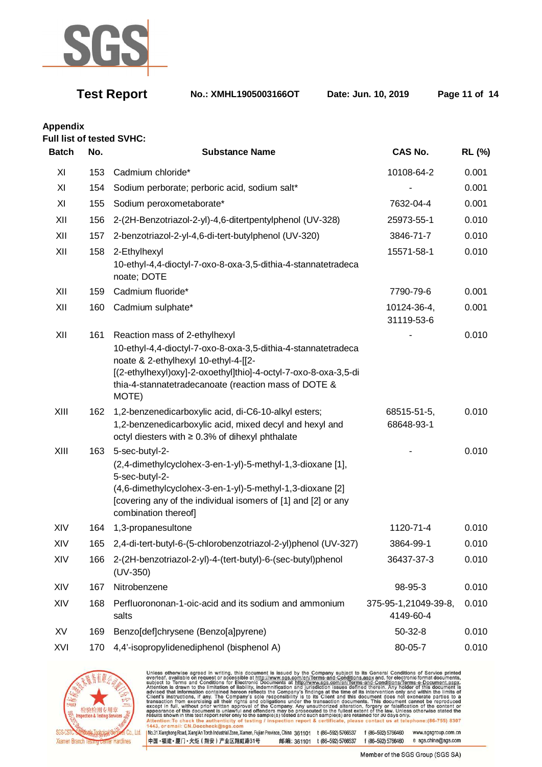**Appendix**

**Full list of tested SVHC:**

| Batch | No. | Substance Name | CAS No. | RL (%) |
|---|---|---|---|---|
| XI | 153 | Cadmium chloride* | 10108-64-2 | 0.001 |
| XI | 154 | Sodium perborate; perboric acid, sodium salt* | - | 0.001 |
| XI | 155 | Sodium peroxometaborate* | 7632-04-4 | 0.001 |
| XII | 156 | 2-(2H-Benzotriazol-2-yl)-4,6-ditertpentylphenol (UV-328) | 25973-55-1 | 0.010 |
| XII | 157 | 2-benzotriazol-2-yl-4,6-di-tert-butylphenol (UV-320) | 3846-71-7 | 0.010 |
| XII | 158 | 2-Ethylhexyl 10-ethyl-4,4-dioctyl-7-oxo-8-oxa-3,5-dithia-4-stannatetradecanoate; DOTE | 15571-58-1 | 0.010 |
| XII | 159 | Cadmium fluoride* | 7790-79-6 | 0.001 |
| XII | 160 | Cadmium sulphate* | 10124-36-4, 31119-53-6 | 0.001 |
| XII | 161 | Reaction mass of 2-ethylhexyl 10-ethyl-4,4-dioctyl-7-oxo-8-oxa-3,5-dithia-4-stannatetradecanoate & 2-ethylhexyl 10-ethyl-4-[[2-[(2-ethylhexyl)oxy]-2-oxoethyl]thio]-4-octyl-7-oxo-8-oxa-3,5-dithia-4-stannatetradecanoate (reaction mass of DOTE & MOTE) | - | 0.010 |
| XIII | 162 | 1,2-benzenedicarboxylic acid, di-C6-10-alkyl esters; 1,2-benzenedicarboxylic acid, mixed decyl and hexyl and octyl diesters with ≥ 0.3% of dihexyl phthalate | 68515-51-5, 68648-93-1 | 0.010 |
| XIII | 163 | 5-sec-butyl-2-(2,4-dimethylcyclohex-3-en-1-yl)-5-methyl-1,3-dioxane [1], 5-sec-butyl-2-(4,6-dimethylcyclohex-3-en-1-yl)-5-methyl-1,3-dioxane [2] [covering any of the individual isomers of [1] and [2] or any combination thereof] | - | 0.010 |
| XIV | 164 | 1,3-propanesultone | 1120-71-4 | 0.010 |
| XIV | 165 | 2,4-di-tert-butyl-6-(5-chlorobenzotriazol-2-yl)phenol (UV-327) | 3864-99-1 | 0.010 |
| XIV | 166 | 2-(2H-benzotriazol-2-yl)-4-(tert-butyl)-6-(sec-butyl)phenol (UV-350) | 36437-37-3 | 0.010 |
| XIV | 167 | Nitrobenzene | 98-95-3 | 0.010 |
| XIV | 168 | Perfluorononan-1-oic-acid and its sodium and ammonium salts | 375-95-1,21049-39-8, 4149-60-4 | 0.010 |
| XV | 169 | Benzo[def]chrysene (Benzo[a]pyrene) | 50-32-8 | 0.010 |
| XVI | 170 | 4,4'-isopropylidenediphenol (bisphenol A) | 80-05-7 | 0.010 |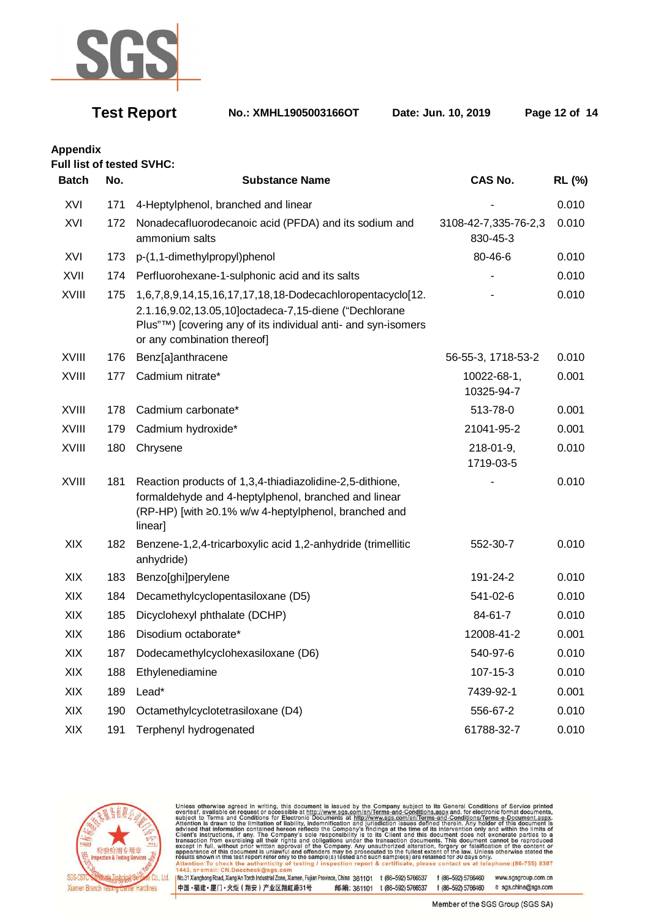## Appendix

**Full list of tested SVHC:**

| Batch | No. | Substance Name | CAS No. | RL (%) |
|---|---|---|---|---|
| XVI | 171 | 4-Heptylphenol, branched and linear | - | 0.010 |
| XVI | 172 | Nonadecafluorodecanoic acid (PFDA) and its sodium and ammonium salts | 3108-42-7,335-76-2,3830-45-3 | 0.010 |
| XVI | 173 | p-(1,1-dimethylpropyl)phenol | 80-46-6 | 0.010 |
| XVII | 174 | Perfluorohexane-1-sulphonic acid and its salts | - | 0.010 |
| XVIII | 175 | 1,6,7,8,9,14,15,16,17,17,18,18-Dodecachloropentacyclo[12.2.1.16,9.02,13.05,10]octadeca-7,15-diene ("Dechlorane Plus"™) [covering any of its individual anti- and syn-isomers or any combination thereof] | - | 0.010 |
| XVIII | 176 | Benz[a]anthracene | 56-55-3, 1718-53-2 | 0.010 |
| XVIII | 177 | Cadmium nitrate* | 10022-68-1, 10325-94-7 | 0.001 |
| XVIII | 178 | Cadmium carbonate* | 513-78-0 | 0.001 |
| XVIII | 179 | Cadmium hydroxide* | 21041-95-2 | 0.001 |
| XVIII | 180 | Chrysene | 218-01-9, 1719-03-5 | 0.010 |
| XVIII | 181 | Reaction products of 1,3,4-thiadiazolidine-2,5-dithione, formaldehyde and 4-heptylphenol, branched and linear (RP-HP) [with ≥0.1% w/w 4-heptylphenol, branched and linear] | - | 0.010 |
| XIX | 182 | Benzene-1,2,4-tricarboxylic acid 1,2-anhydride (trimellitic anhydride) | 552-30-7 | 0.010 |
| XIX | 183 | Benzo[ghi]perylene | 191-24-2 | 0.010 |
| XIX | 184 | Decamethylcyclopentasiloxane (D5) | 541-02-6 | 0.010 |
| XIX | 185 | Dicyclohexyl phthalate (DCHP) | 84-61-7 | 0.010 |
| XIX | 186 | Disodium octaborate* | 12008-41-2 | 0.001 |
| XIX | 187 | Dodecamethylcyclohexasiloxane (D6) | 540-97-6 | 0.010 |
| XIX | 188 | Ethylenediamine | 107-15-3 | 0.010 |
| XIX | 189 | Lead* | 7439-92-1 | 0.001 |
| XIX | 190 | Octamethylcyclotetrasiloxane (D4) | 556-67-2 | 0.010 |
| XIX | 191 | Terphenyl hydrogenated | 61788-32-7 | 0.010 |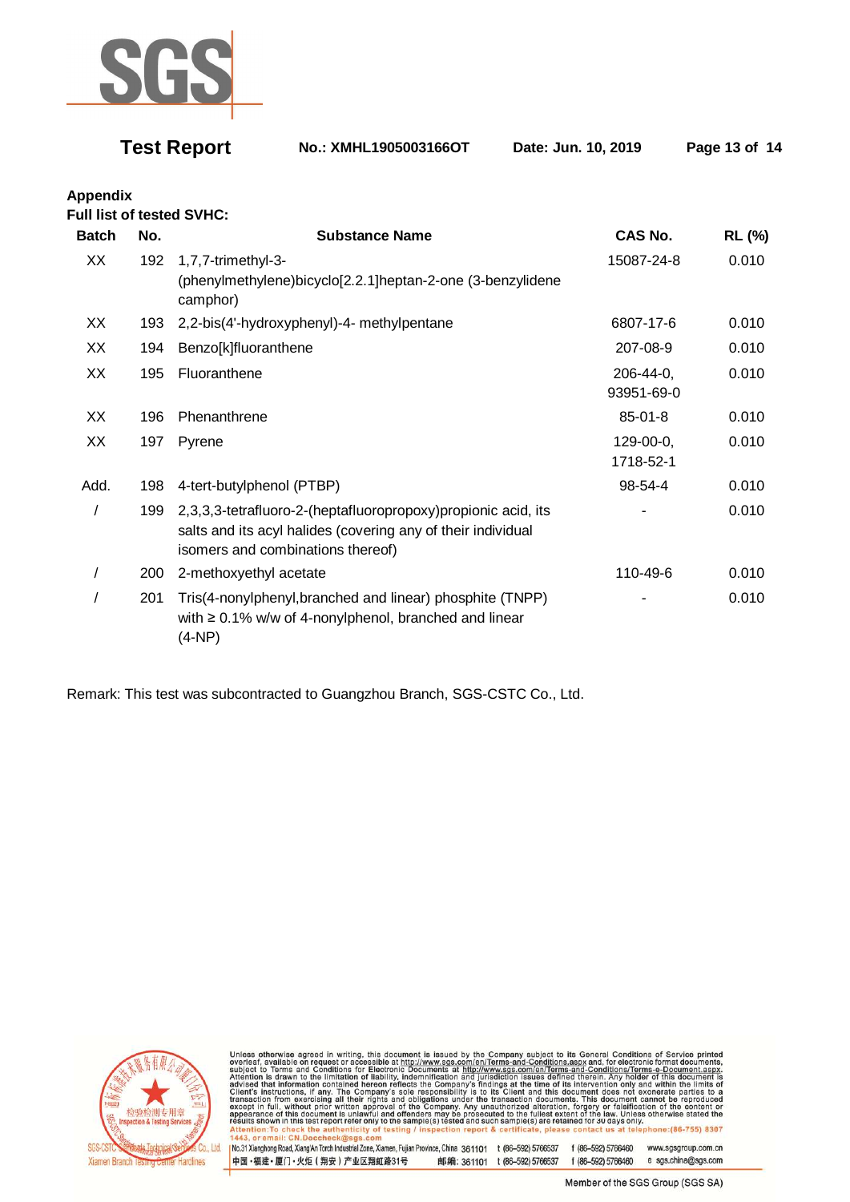## Appendix

**Full list of tested SVHC:**

| Batch | No. | Substance Name | CAS No. | RL (%) |
|---|---|---|---|---|
| XX | 192 | 1,7,7-trimethyl-3-(phenylmethylene)bicyclo[2.2.1]heptan-2-one (3-benzylidene camphor) | 15087-24-8 | 0.010 |
| XX | 193 | 2,2-bis(4'-hydroxyphenyl)-4- methylpentane | 6807-17-6 | 0.010 |
| XX | 194 | Benzo[k]fluoranthene | 207-08-9 | 0.010 |
| XX | 195 | Fluoranthene | 206-44-0, 93951-69-0 | 0.010 |
| XX | 196 | Phenanthrene | 85-01-8 | 0.010 |
| XX | 197 | Pyrene | 129-00-0, 1718-52-1 | 0.010 |
| Add. | 198 | 4-tert-butylphenol (PTBP) | 98-54-4 | 0.010 |
| / | 199 | 2,3,3,3-tetrafluoro-2-(heptafluoropropoxy)propionic acid, its salts and its acyl halides (covering any of their individual isomers and combinations thereof) | - | 0.010 |
| / | 200 | 2-methoxyethyl acetate | 110-49-6 | 0.010 |
| / | 201 | Tris(4-nonylphenyl,branched and linear) phosphite (TNPP) with ≥ 0.1% w/w of 4-nonylphenol, branched and linear (4-NP) | - | 0.010 |

Remark: This test was subcontracted to Guangzhou Branch, SGS-CSTC Co., Ltd.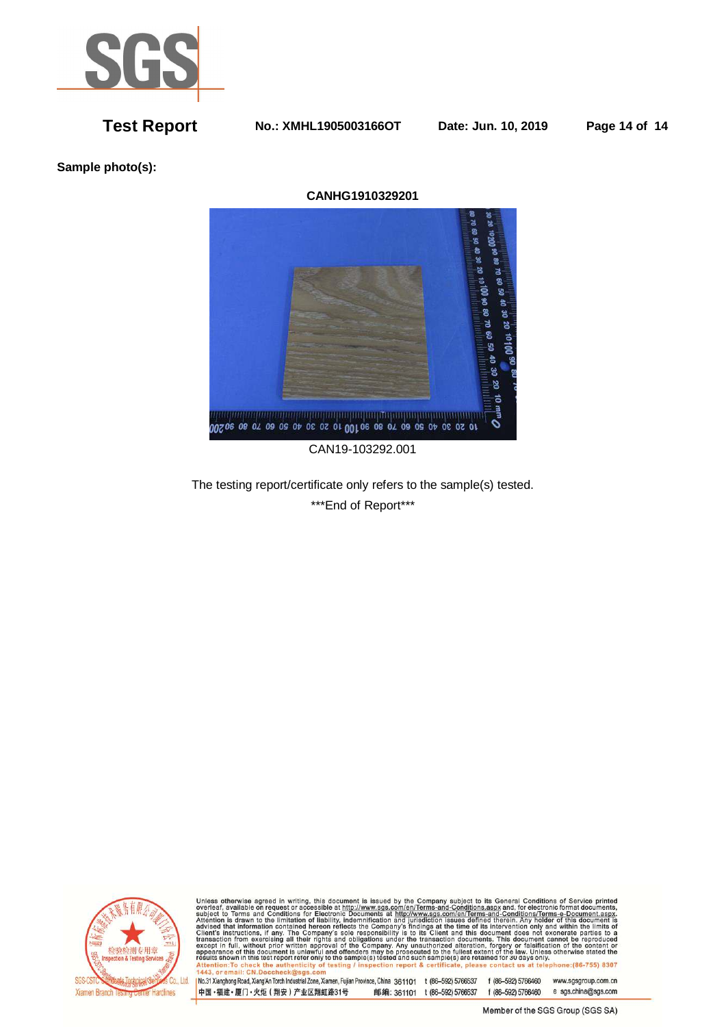**Sample photo(s):**

CANHG1910329201

CAN19-103292.001

The testing report/certificate only refers to the sample(s) tested.

\*\*\*End of Report\*\*\*